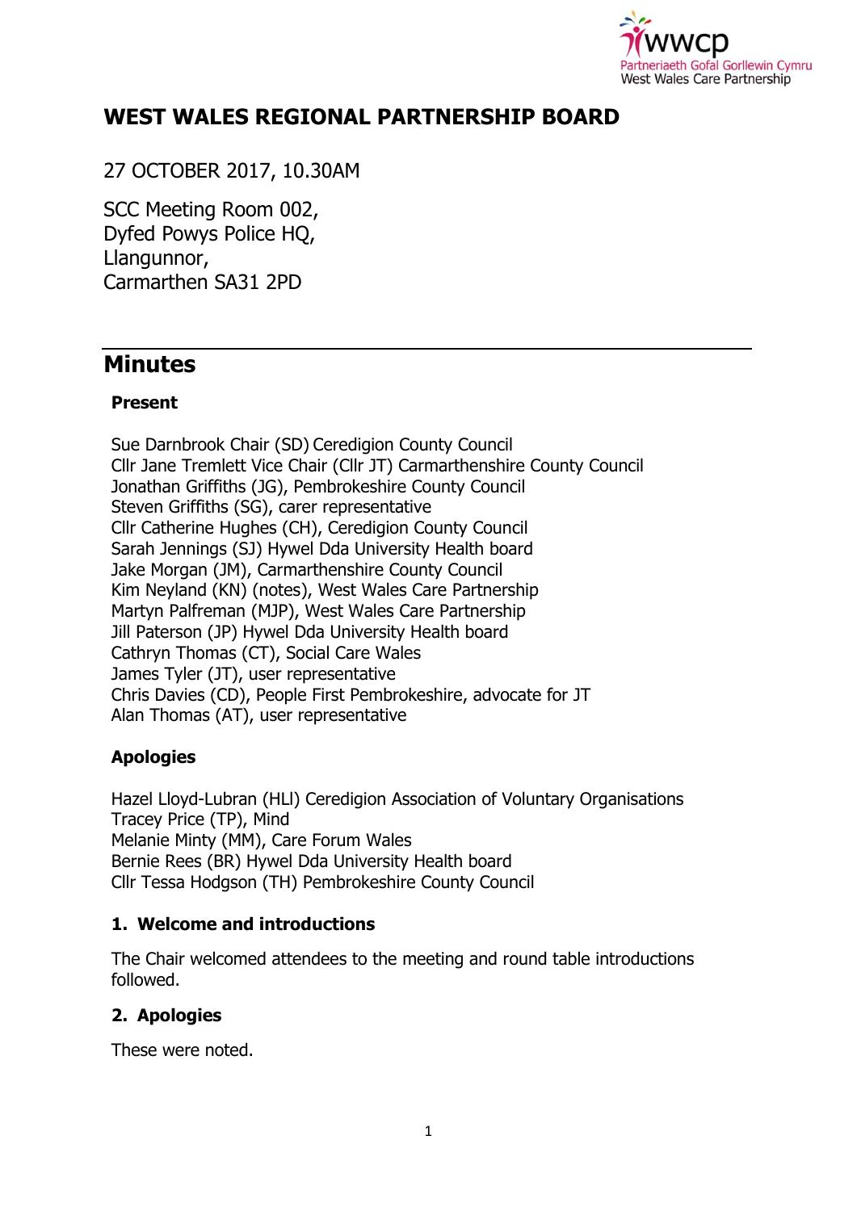# WEST WALES REGIONAL PARTNERSHIP BOARD

27 OCTOBER 2017, 10.30AM

SCC Meeting Room 002,
Dyfed Powys Police HQ,
Llangunnor,
Carmarthen SA31 2PD

## Minutes

### Present

Sue Darnbrook Chair (SD) Ceredigion County Council
Cllr Jane Tremlett Vice Chair (Cllr JT) Carmarthenshire County Council
Jonathan Griffiths (JG), Pembrokeshire County Council
Steven Griffiths (SG), carer representative
Cllr Catherine Hughes (CH), Ceredigion County Council
Sarah Jennings (SJ) Hywel Dda University Health board
Jake Morgan (JM), Carmarthenshire County Council
Kim Neyland (KN) (notes), West Wales Care Partnership
Martyn Palfreman (MJP), West Wales Care Partnership
Jill Paterson (JP) Hywel Dda University Health board
Cathryn Thomas (CT), Social Care Wales
James Tyler (JT), user representative
Chris Davies (CD), People First Pembrokeshire, advocate for JT
Alan Thomas (AT), user representative

### Apologies

Hazel Lloyd-Lubran (HLl) Ceredigion Association of Voluntary Organisations
Tracey Price (TP), Mind
Melanie Minty (MM), Care Forum Wales
Bernie Rees (BR) Hywel Dda University Health board
Cllr Tessa Hodgson (TH) Pembrokeshire County Council

### 1. Welcome and introductions

The Chair welcomed attendees to the meeting and round table introductions followed.

### 2. Apologies

These were noted.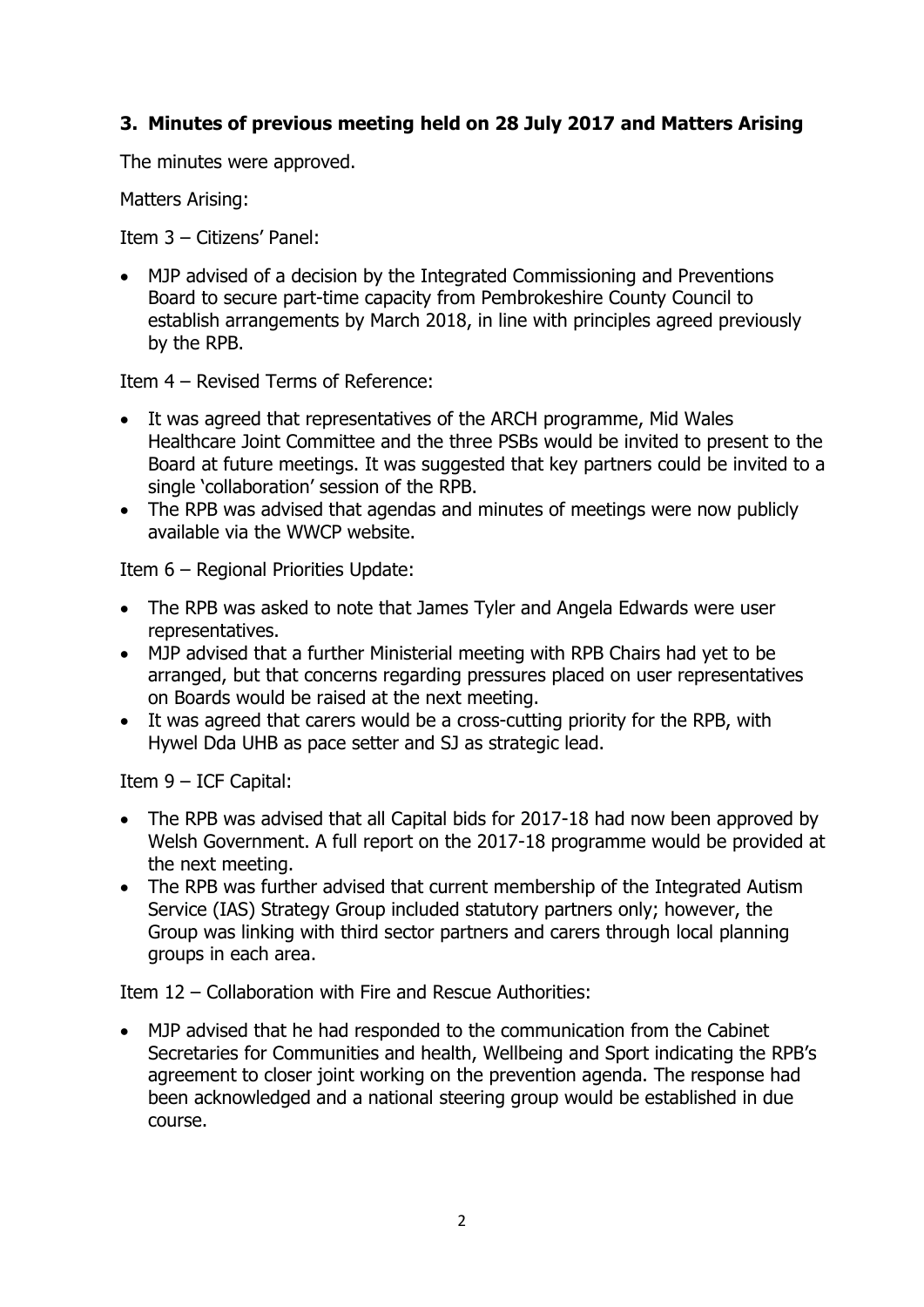## 3. Minutes of previous meeting held on 28 July 2017 and Matters Arising

The minutes were approved.

Matters Arising:

Item 3 – Citizens' Panel:

- MJP advised of a decision by the Integrated Commissioning and Preventions Board to secure part-time capacity from Pembrokeshire County Council to establish arrangements by March 2018, in line with principles agreed previously by the RPB.

Item 4 – Revised Terms of Reference:

- It was agreed that representatives of the ARCH programme, Mid Wales Healthcare Joint Committee and the three PSBs would be invited to present to the Board at future meetings. It was suggested that key partners could be invited to a single 'collaboration' session of the RPB.
- The RPB was advised that agendas and minutes of meetings were now publicly available via the WWCP website.

Item 6 – Regional Priorities Update:

- The RPB was asked to note that James Tyler and Angela Edwards were user representatives.
- MJP advised that a further Ministerial meeting with RPB Chairs had yet to be arranged, but that concerns regarding pressures placed on user representatives on Boards would be raised at the next meeting.
- It was agreed that carers would be a cross-cutting priority for the RPB, with Hywel Dda UHB as pace setter and SJ as strategic lead.

Item 9 – ICF Capital:

- The RPB was advised that all Capital bids for 2017-18 had now been approved by Welsh Government. A full report on the 2017-18 programme would be provided at the next meeting.
- The RPB was further advised that current membership of the Integrated Autism Service (IAS) Strategy Group included statutory partners only; however, the Group was linking with third sector partners and carers through local planning groups in each area.

Item 12 – Collaboration with Fire and Rescue Authorities:

- MJP advised that he had responded to the communication from the Cabinet Secretaries for Communities and health, Wellbeing and Sport indicating the RPB's agreement to closer joint working on the prevention agenda. The response had been acknowledged and a national steering group would be established in due course.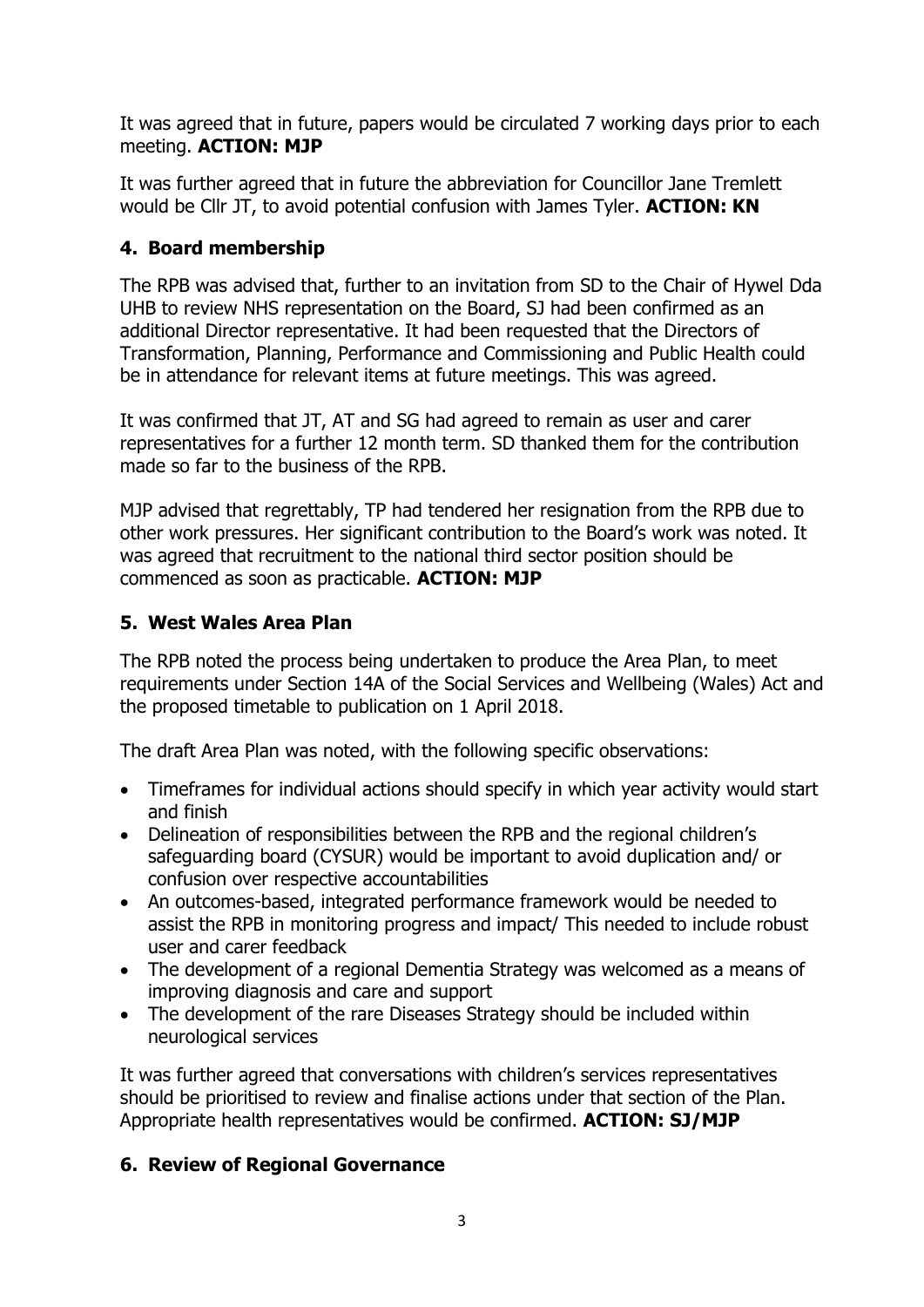It was agreed that in future, papers would be circulated 7 working days prior to each meeting. **ACTION: MJP**

It was further agreed that in future the abbreviation for Councillor Jane Tremlett would be Cllr JT, to avoid potential confusion with James Tyler. **ACTION: KN**

## 4. Board membership

The RPB was advised that, further to an invitation from SD to the Chair of Hywel Dda UHB to review NHS representation on the Board, SJ had been confirmed as an additional Director representative. It had been requested that the Directors of Transformation, Planning, Performance and Commissioning and Public Health could be in attendance for relevant items at future meetings. This was agreed.

It was confirmed that JT, AT and SG had agreed to remain as user and carer representatives for a further 12 month term. SD thanked them for the contribution made so far to the business of the RPB.

MJP advised that regrettably, TP had tendered her resignation from the RPB due to other work pressures. Her significant contribution to the Board's work was noted. It was agreed that recruitment to the national third sector position should be commenced as soon as practicable. **ACTION: MJP**

## 5. West Wales Area Plan

The RPB noted the process being undertaken to produce the Area Plan, to meet requirements under Section 14A of the Social Services and Wellbeing (Wales) Act and the proposed timetable to publication on 1 April 2018.

The draft Area Plan was noted, with the following specific observations:

- Timeframes for individual actions should specify in which year activity would start and finish
- Delineation of responsibilities between the RPB and the regional children's safeguarding board (CYSUR) would be important to avoid duplication and/ or confusion over respective accountabilities
- An outcomes-based, integrated performance framework would be needed to assist the RPB in monitoring progress and impact/ This needed to include robust user and carer feedback
- The development of a regional Dementia Strategy was welcomed as a means of improving diagnosis and care and support
- The development of the rare Diseases Strategy should be included within neurological services

It was further agreed that conversations with children's services representatives should be prioritised to review and finalise actions under that section of the Plan. Appropriate health representatives would be confirmed. **ACTION: SJ/MJP**

## 6. Review of Regional Governance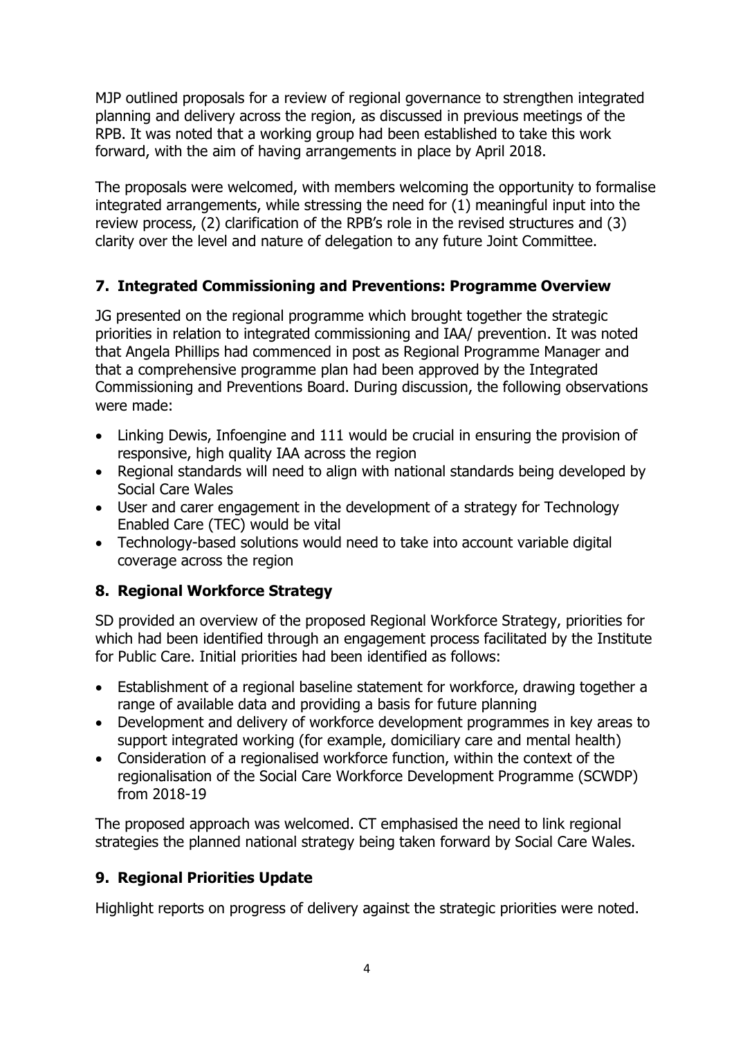MJP outlined proposals for a review of regional governance to strengthen integrated planning and delivery across the region, as discussed in previous meetings of the RPB. It was noted that a working group had been established to take this work forward, with the aim of having arrangements in place by April 2018.

The proposals were welcomed, with members welcoming the opportunity to formalise integrated arrangements, while stressing the need for (1) meaningful input into the review process, (2) clarification of the RPB's role in the revised structures and (3) clarity over the level and nature of delegation to any future Joint Committee.

## 7. Integrated Commissioning and Preventions: Programme Overview

JG presented on the regional programme which brought together the strategic priorities in relation to integrated commissioning and IAA/ prevention. It was noted that Angela Phillips had commenced in post as Regional Programme Manager and that a comprehensive programme plan had been approved by the Integrated Commissioning and Preventions Board. During discussion, the following observations were made:

- Linking Dewis, Infoengine and 111 would be crucial in ensuring the provision of responsive, high quality IAA across the region
- Regional standards will need to align with national standards being developed by Social Care Wales
- User and carer engagement in the development of a strategy for Technology Enabled Care (TEC) would be vital
- Technology-based solutions would need to take into account variable digital coverage across the region

## 8. Regional Workforce Strategy

SD provided an overview of the proposed Regional Workforce Strategy, priorities for which had been identified through an engagement process facilitated by the Institute for Public Care. Initial priorities had been identified as follows:

- Establishment of a regional baseline statement for workforce, drawing together a range of available data and providing a basis for future planning
- Development and delivery of workforce development programmes in key areas to support integrated working (for example, domiciliary care and mental health)
- Consideration of a regionalised workforce function, within the context of the regionalisation of the Social Care Workforce Development Programme (SCWDP) from 2018-19

The proposed approach was welcomed. CT emphasised the need to link regional strategies the planned national strategy being taken forward by Social Care Wales.

## 9. Regional Priorities Update

Highlight reports on progress of delivery against the strategic priorities were noted.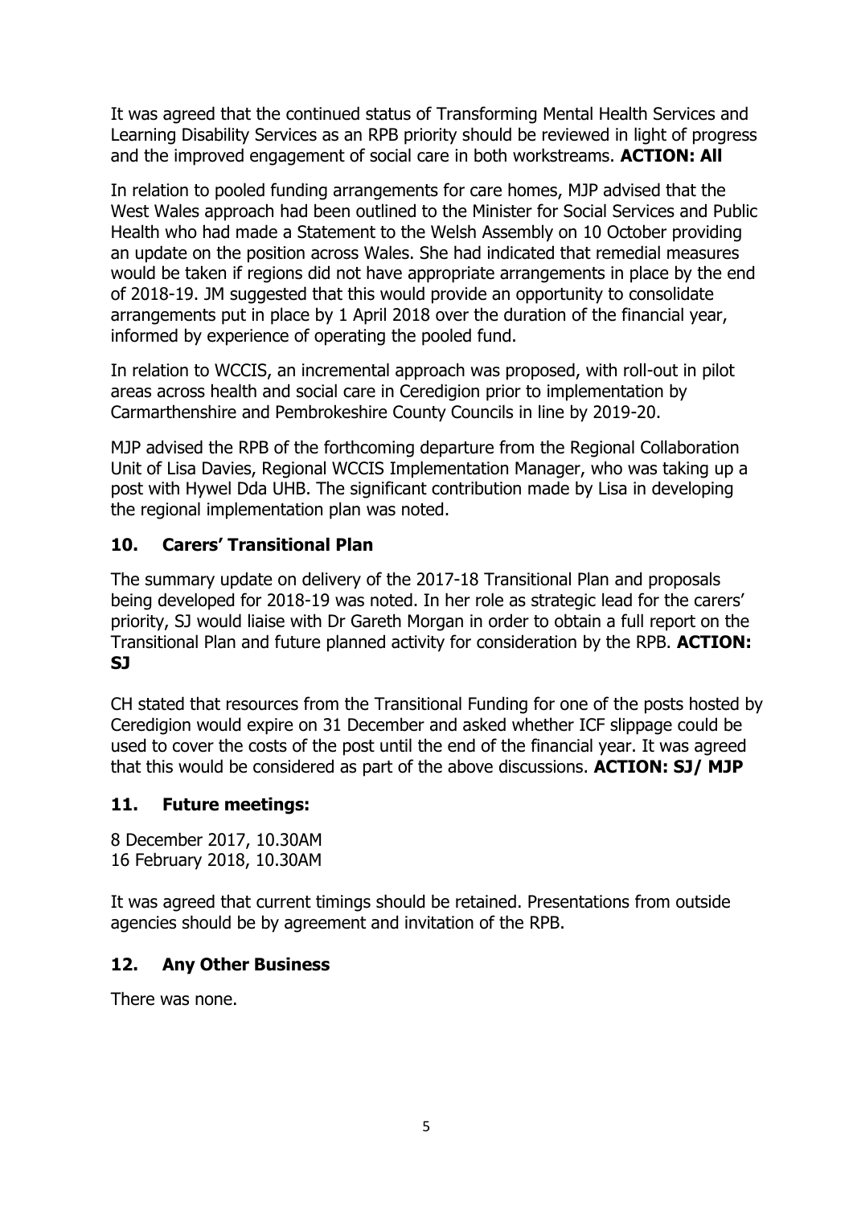It was agreed that the continued status of Transforming Mental Health Services and Learning Disability Services as an RPB priority should be reviewed in light of progress and the improved engagement of social care in both workstreams. **ACTION: All**

In relation to pooled funding arrangements for care homes, MJP advised that the West Wales approach had been outlined to the Minister for Social Services and Public Health who had made a Statement to the Welsh Assembly on 10 October providing an update on the position across Wales. She had indicated that remedial measures would be taken if regions did not have appropriate arrangements in place by the end of 2018-19. JM suggested that this would provide an opportunity to consolidate arrangements put in place by 1 April 2018 over the duration of the financial year, informed by experience of operating the pooled fund.

In relation to WCCIS, an incremental approach was proposed, with roll-out in pilot areas across health and social care in Ceredigion prior to implementation by Carmarthenshire and Pembrokeshire County Councils in line by 2019-20.

MJP advised the RPB of the forthcoming departure from the Regional Collaboration Unit of Lisa Davies, Regional WCCIS Implementation Manager, who was taking up a post with Hywel Dda UHB. The significant contribution made by Lisa in developing the regional implementation plan was noted.

## 10. Carers' Transitional Plan

The summary update on delivery of the 2017-18 Transitional Plan and proposals being developed for 2018-19 was noted. In her role as strategic lead for the carers' priority, SJ would liaise with Dr Gareth Morgan in order to obtain a full report on the Transitional Plan and future planned activity for consideration by the RPB. **ACTION: SJ**

CH stated that resources from the Transitional Funding for one of the posts hosted by Ceredigion would expire on 31 December and asked whether ICF slippage could be used to cover the costs of the post until the end of the financial year. It was agreed that this would be considered as part of the above discussions. **ACTION: SJ/ MJP**

## 11. Future meetings:

8 December 2017, 10.30AM
16 February 2018, 10.30AM

It was agreed that current timings should be retained. Presentations from outside agencies should be by agreement and invitation of the RPB.

## 12. Any Other Business

There was none.